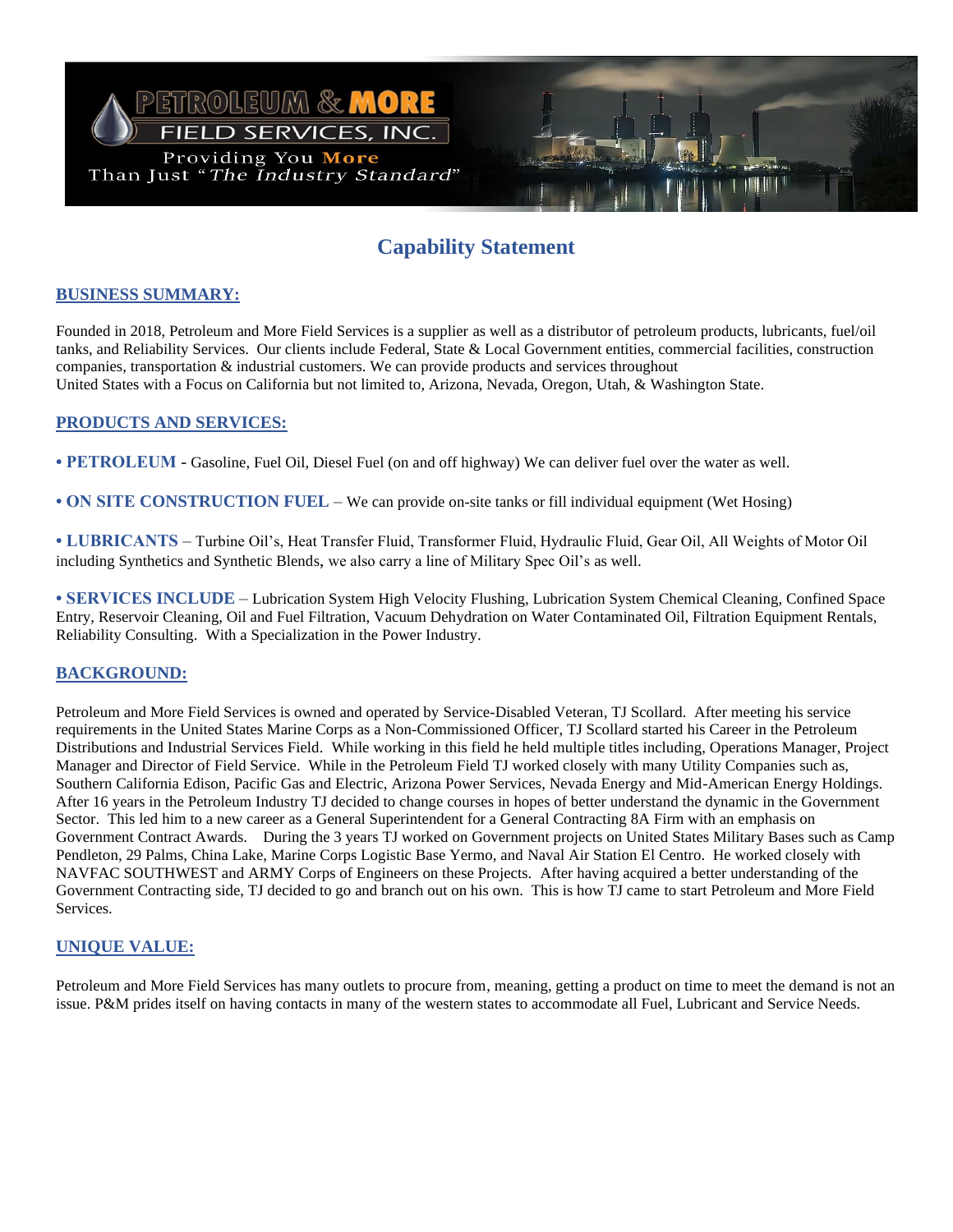PETROLEUM & MORE
FIELD SERVICES, INC.
Providing You More Than Just *"The Industry Standard"*

# Capability Statement

## BUSINESS SUMMARY:

Founded in 2018, Petroleum and More Field Services is a supplier as well as a distributor of petroleum products, lubricants, fuel/oil tanks, and Reliability Services. Our clients include Federal, State & Local Government entities, commercial facilities, construction companies, transportation & industrial customers. We can provide products and services throughout United States with a Focus on California but not limited to, Arizona, Nevada, Oregon, Utah, & Washington State.

## PRODUCTS AND SERVICES:

- **PETROLEUM** - Gasoline, Fuel Oil, Diesel Fuel (on and off highway) We can deliver fuel over the water as well.

- **ON SITE CONSTRUCTION FUEL** – We can provide on-site tanks or fill individual equipment (Wet Hosing)

- **LUBRICANTS** – Turbine Oil's, Heat Transfer Fluid, Transformer Fluid, Hydraulic Fluid, Gear Oil, All Weights of Motor Oil including Synthetics and Synthetic Blends, we also carry a line of Military Spec Oil's as well.

- **SERVICES INCLUDE** – Lubrication System High Velocity Flushing, Lubrication System Chemical Cleaning, Confined Space Entry, Reservoir Cleaning, Oil and Fuel Filtration, Vacuum Dehydration on Water Contaminated Oil, Filtration Equipment Rentals, Reliability Consulting. With a Specialization in the Power Industry.

## BACKGROUND:

Petroleum and More Field Services is owned and operated by Service-Disabled Veteran, TJ Scollard. After meeting his service requirements in the United States Marine Corps as a Non-Commissioned Officer, TJ Scollard started his Career in the Petroleum Distributions and Industrial Services Field. While working in this field he held multiple titles including, Operations Manager, Project Manager and Director of Field Service. While in the Petroleum Field TJ worked closely with many Utility Companies such as, Southern California Edison, Pacific Gas and Electric, Arizona Power Services, Nevada Energy and Mid-American Energy Holdings. After 16 years in the Petroleum Industry TJ decided to change courses in hopes of better understand the dynamic in the Government Sector. This led him to a new career as a General Superintendent for a General Contracting 8A Firm with an emphasis on Government Contract Awards. During the 3 years TJ worked on Government projects on United States Military Bases such as Camp Pendleton, 29 Palms, China Lake, Marine Corps Logistic Base Yermo, and Naval Air Station El Centro. He worked closely with NAVFAC SOUTHWEST and ARMY Corps of Engineers on these Projects. After having acquired a better understanding of the Government Contracting side, TJ decided to go and branch out on his own. This is how TJ came to start Petroleum and More Field Services.

## UNIQUE VALUE:

Petroleum and More Field Services has many outlets to procure from, meaning, getting a product on time to meet the demand is not an issue. P&M prides itself on having contacts in many of the western states to accommodate all Fuel, Lubricant and Service Needs.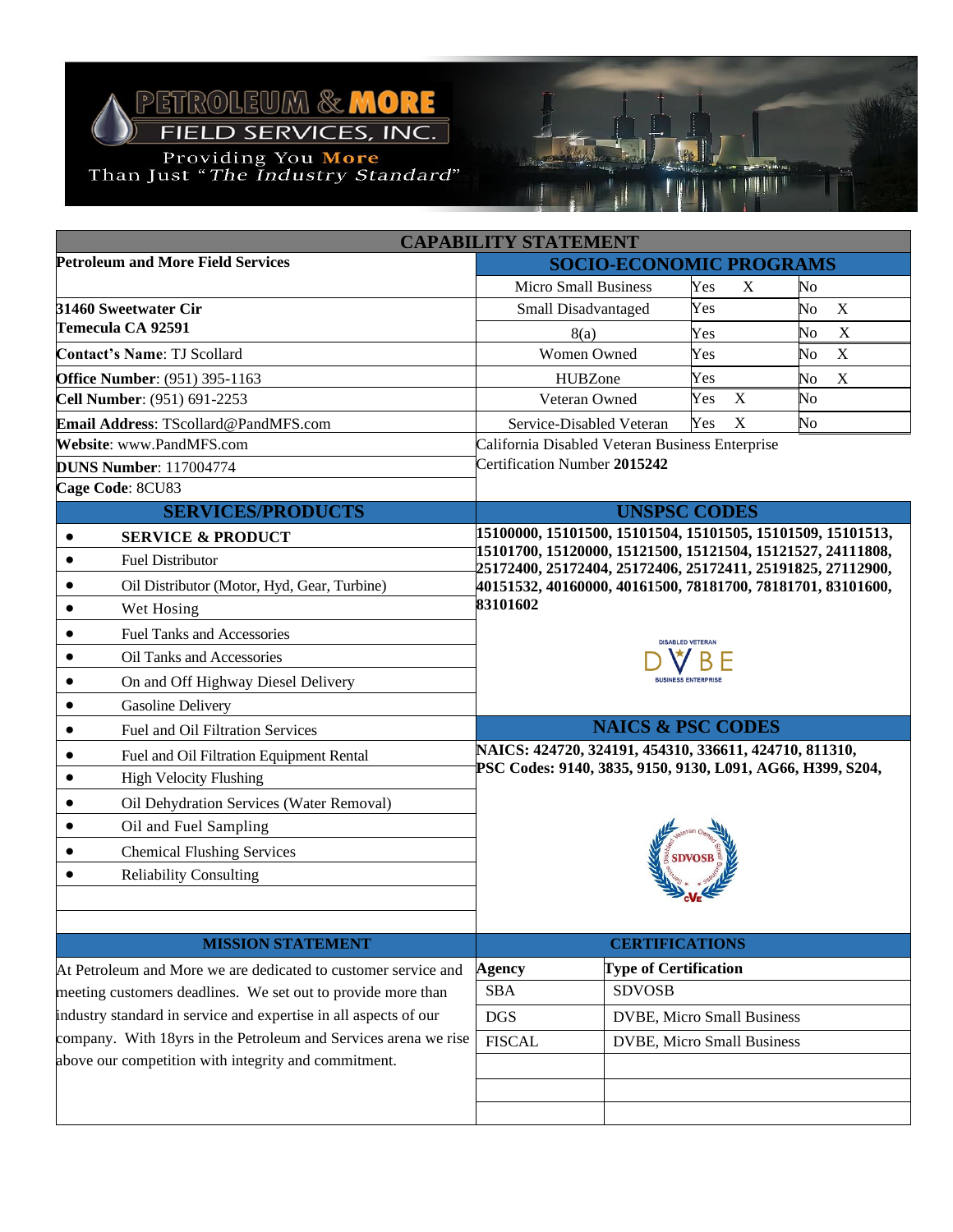**PETROLEUM & MORE FIELD SERVICES, INC.**

Providing You More Than Just *"The Industry Standard"*

# CAPABILITY STATEMENT

**Petroleum and More Field Services**

**31460 Sweetwater Cir**
**Temecula CA 92591**

**Contact's Name**: TJ Scollard
**Office Number**: (951) 395-1163
**Cell Number**: (951) 691-2253
**Email Address**: TScollard@PandMFS.com
**Website**: www.PandMFS.com
**DUNS Number**: 117004774
**Cage Code**: 8CU83

## SOCIO-ECONOMIC PROGRAMS

| Program | Yes | No |
|---|---|---|
| Micro Small Business | X | |
| Small Disadvantaged | | X |
| 8(a) | | X |
| Women Owned | | X |
| HUBZone | | X |
| Veteran Owned | X | |
| Service-Disabled Veteran | X | |

California Disabled Veteran Business Enterprise
Certification Number **2015242**

## SERVICES/PRODUCTS

- **SERVICE & PRODUCT**
- Fuel Distributor
- Oil Distributor (Motor, Hyd, Gear, Turbine)
- Wet Hosing
- Fuel Tanks and Accessories
- Oil Tanks and Accessories
- On and Off Highway Diesel Delivery
- Gasoline Delivery
- Fuel and Oil Filtration Services
- Fuel and Oil Filtration Equipment Rental
- High Velocity Flushing
- Oil Dehydration Services (Water Removal)
- Oil and Fuel Sampling
- Chemical Flushing Services
- Reliability Consulting

## UNSPSC CODES

**15100000, 15101500, 15101504, 15101505, 15101509, 15101513, 15101700, 15120000, 15121500, 15121504, 15121527, 24111808, 25172400, 25172404, 25172406, 25172411, 25191825, 27112900, 40151532, 40160000, 40161500, 78181700, 78181701, 83101600, 83101602**

DISABLED VETERAN DVBE BUSINESS ENTERPRISE

## NAICS & PSC CODES

**NAICS: 424720, 324191, 454310, 336611, 424710, 811310,**
**PSC Codes: 9140, 3835, 9150, 9130, L091, AG66, H399, S204,**

SDVOSB

## MISSION STATEMENT

At Petroleum and More we are dedicated to customer service and meeting customers deadlines. We set out to provide more than industry standard in service and expertise in all aspects of our company. With 18yrs in the Petroleum and Services arena we rise above our competition with integrity and commitment.

## CERTIFICATIONS

| Agency | Type of Certification |
|---|---|
| SBA | SDVOSB |
| DGS | DVBE, Micro Small Business |
| FISCAL | DVBE, Micro Small Business |